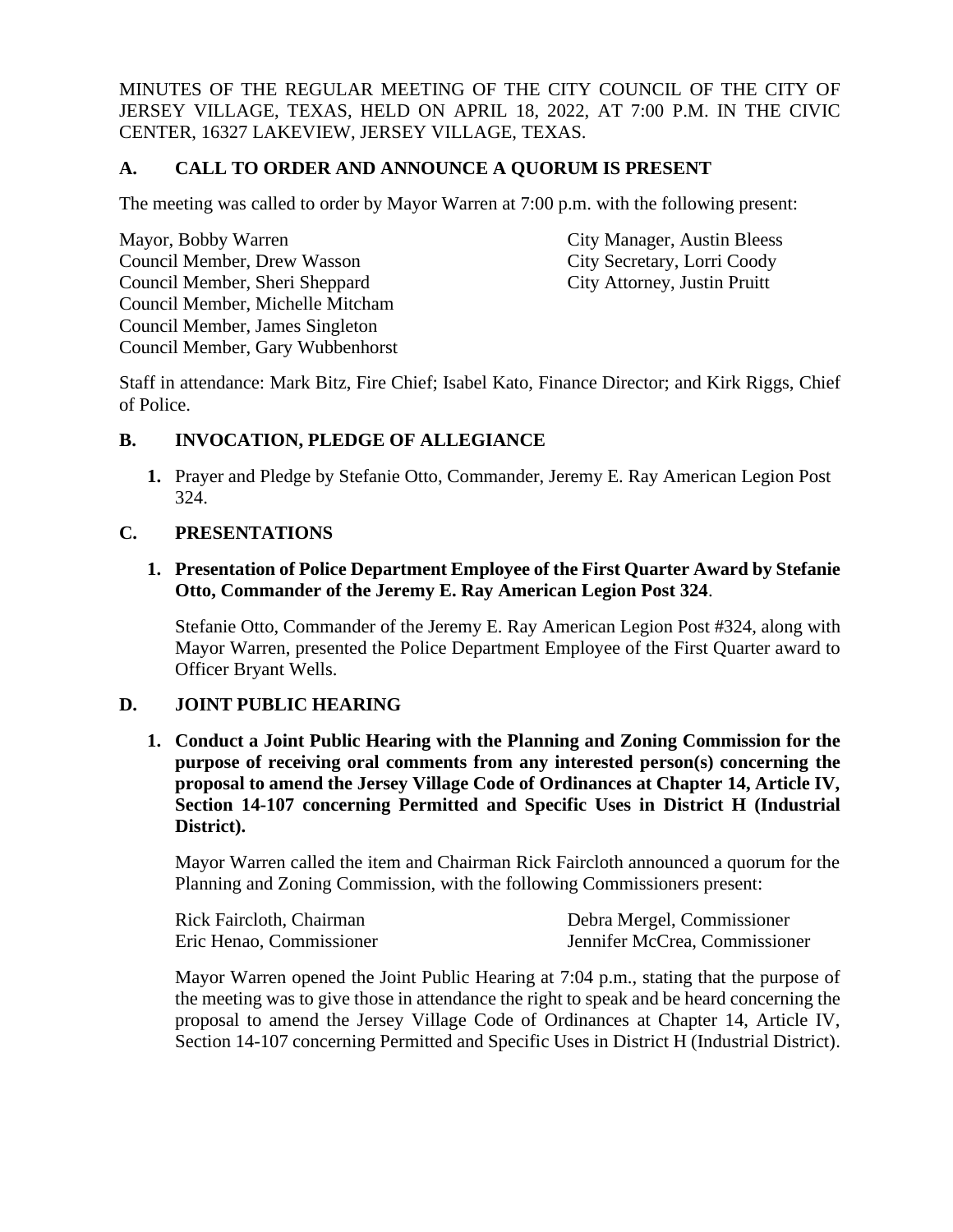MINUTES OF THE REGULAR MEETING OF THE CITY COUNCIL OF THE CITY OF JERSEY VILLAGE, TEXAS, HELD ON APRIL 18, 2022, AT 7:00 P.M. IN THE CIVIC CENTER, 16327 LAKEVIEW, JERSEY VILLAGE, TEXAS.

## A. CALL TO ORDER AND ANNOUNCE A QUORUM IS PRESENT

The meeting was called to order by Mayor Warren at 7:00 p.m. with the following present:

Mayor, Bobby Warren
Council Member, Drew Wasson
Council Member, Sheri Sheppard
Council Member, Michelle Mitcham
Council Member, James Singleton
Council Member, Gary Wubbenhorst

City Manager, Austin Bleess
City Secretary, Lorri Coody
City Attorney, Justin Pruitt

Staff in attendance: Mark Bitz, Fire Chief; Isabel Kato, Finance Director; and Kirk Riggs, Chief of Police.

## B. INVOCATION, PLEDGE OF ALLEGIANCE

1. Prayer and Pledge by Stefanie Otto, Commander, Jeremy E. Ray American Legion Post 324.

## C. PRESENTATIONS

1. **Presentation of Police Department Employee of the First Quarter Award by Stefanie Otto, Commander of the Jeremy E. Ray American Legion Post 324**.

   Stefanie Otto, Commander of the Jeremy E. Ray American Legion Post #324, along with Mayor Warren, presented the Police Department Employee of the First Quarter award to Officer Bryant Wells.

## D. JOINT PUBLIC HEARING

1. **Conduct a Joint Public Hearing with the Planning and Zoning Commission for the purpose of receiving oral comments from any interested person(s) concerning the proposal to amend the Jersey Village Code of Ordinances at Chapter 14, Article IV, Section 14-107 concerning Permitted and Specific Uses in District H (Industrial District).**

   Mayor Warren called the item and Chairman Rick Faircloth announced a quorum for the Planning and Zoning Commission, with the following Commissioners present:

   Rick Faircloth, Chairman
   Eric Henao, Commissioner
   Debra Mergel, Commissioner
   Jennifer McCrea, Commissioner

   Mayor Warren opened the Joint Public Hearing at 7:04 p.m., stating that the purpose of the meeting was to give those in attendance the right to speak and be heard concerning the proposal to amend the Jersey Village Code of Ordinances at Chapter 14, Article IV, Section 14-107 concerning Permitted and Specific Uses in District H (Industrial District).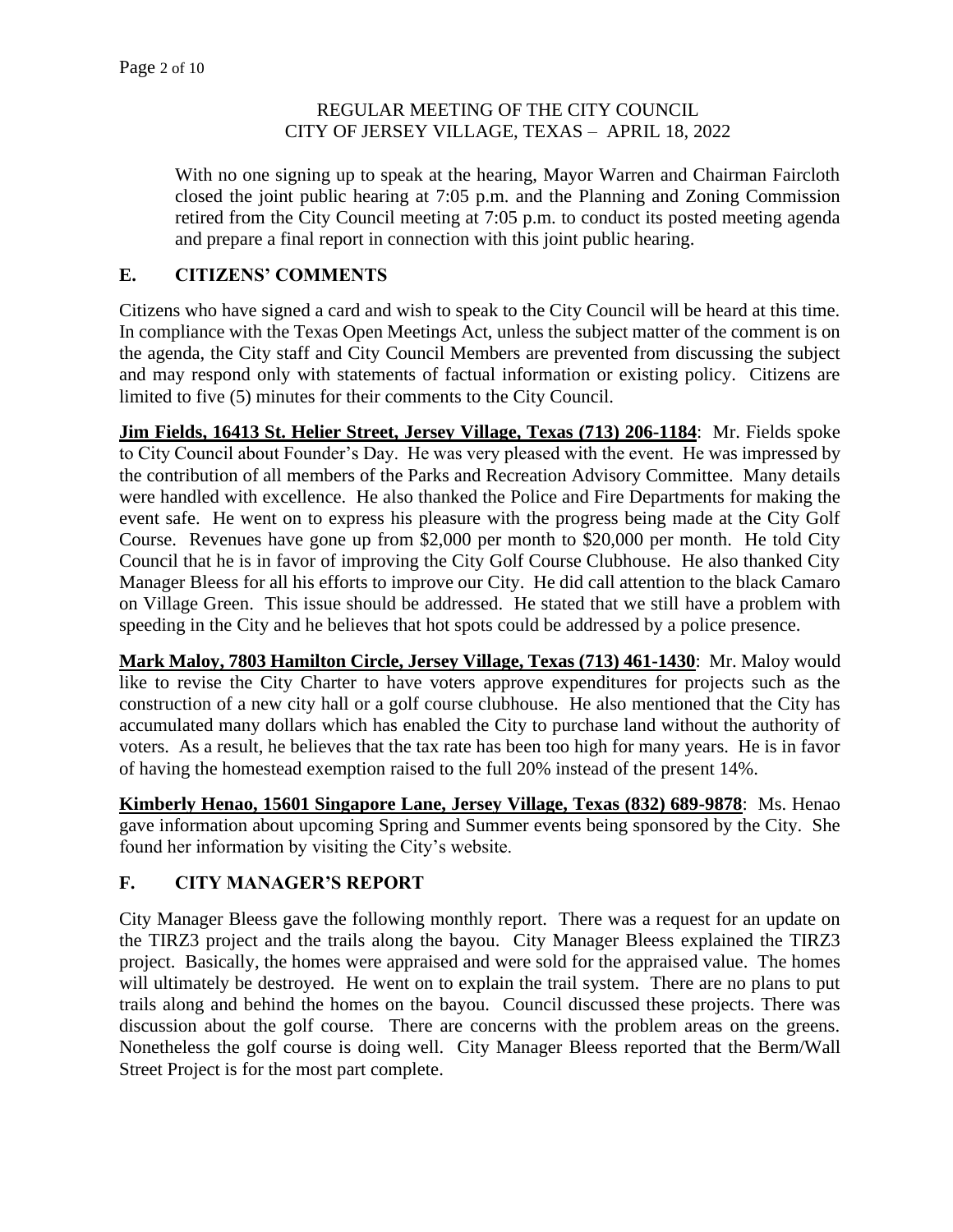With no one signing up to speak at the hearing, Mayor Warren and Chairman Faircloth closed the joint public hearing at 7:05 p.m. and the Planning and Zoning Commission retired from the City Council meeting at 7:05 p.m. to conduct its posted meeting agenda and prepare a final report in connection with this joint public hearing.

## E. CITIZENS' COMMENTS

Citizens who have signed a card and wish to speak to the City Council will be heard at this time. In compliance with the Texas Open Meetings Act, unless the subject matter of the comment is on the agenda, the City staff and City Council Members are prevented from discussing the subject and may respond only with statements of factual information or existing policy. Citizens are limited to five (5) minutes for their comments to the City Council.

**Jim Fields, 16413 St. Helier Street, Jersey Village, Texas (713) 206-1184**: Mr. Fields spoke to City Council about Founder's Day. He was very pleased with the event. He was impressed by the contribution of all members of the Parks and Recreation Advisory Committee. Many details were handled with excellence. He also thanked the Police and Fire Departments for making the event safe. He went on to express his pleasure with the progress being made at the City Golf Course. Revenues have gone up from $2,000 per month to $20,000 per month. He told City Council that he is in favor of improving the City Golf Course Clubhouse. He also thanked City Manager Bleess for all his efforts to improve our City. He did call attention to the black Camaro on Village Green. This issue should be addressed. He stated that we still have a problem with speeding in the City and he believes that hot spots could be addressed by a police presence.

**Mark Maloy, 7803 Hamilton Circle, Jersey Village, Texas (713) 461-1430**: Mr. Maloy would like to revise the City Charter to have voters approve expenditures for projects such as the construction of a new city hall or a golf course clubhouse. He also mentioned that the City has accumulated many dollars which has enabled the City to purchase land without the authority of voters. As a result, he believes that the tax rate has been too high for many years. He is in favor of having the homestead exemption raised to the full 20% instead of the present 14%.

**Kimberly Henao, 15601 Singapore Lane, Jersey Village, Texas (832) 689-9878**: Ms. Henao gave information about upcoming Spring and Summer events being sponsored by the City. She found her information by visiting the City's website.

## F. CITY MANAGER'S REPORT

City Manager Bleess gave the following monthly report. There was a request for an update on the TIRZ3 project and the trails along the bayou. City Manager Bleess explained the TIRZ3 project. Basically, the homes were appraised and were sold for the appraised value. The homes will ultimately be destroyed. He went on to explain the trail system. There are no plans to put trails along and behind the homes on the bayou. Council discussed these projects. There was discussion about the golf course. There are concerns with the problem areas on the greens. Nonetheless the golf course is doing well. City Manager Bleess reported that the Berm/Wall Street Project is for the most part complete.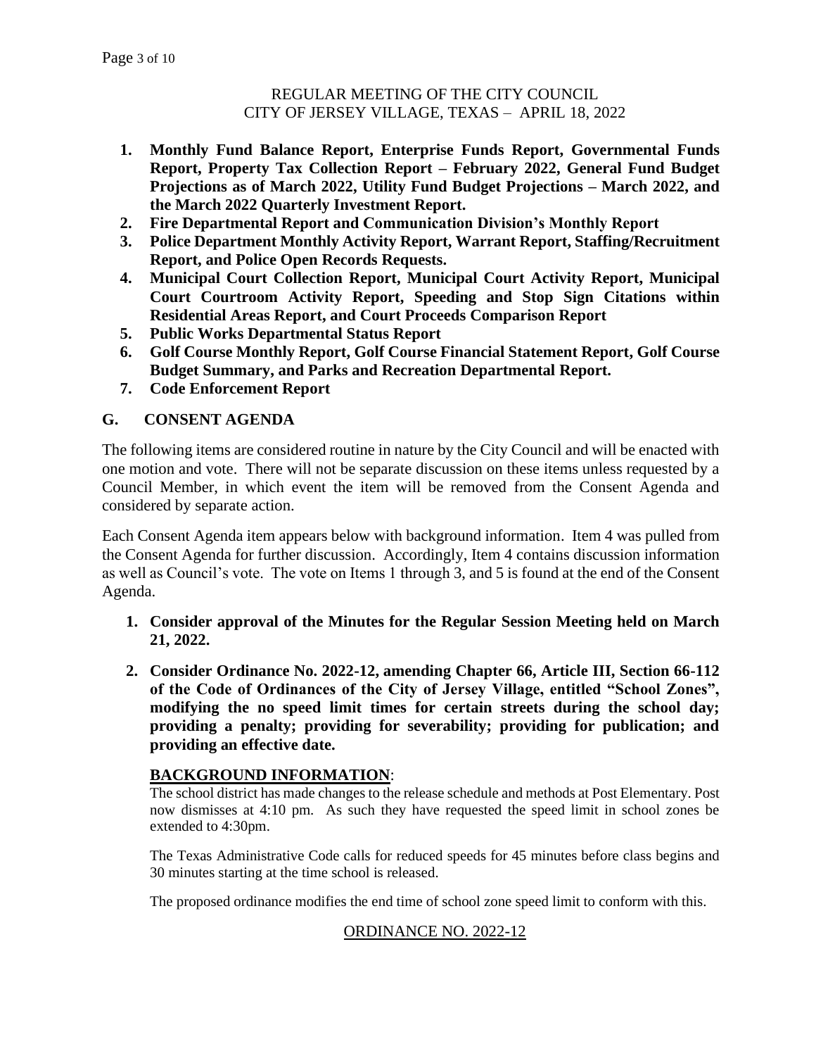REGULAR MEETING OF THE CITY COUNCIL
CITY OF JERSEY VILLAGE, TEXAS – APRIL 18, 2022

1. **Monthly Fund Balance Report, Enterprise Funds Report, Governmental Funds Report, Property Tax Collection Report – February 2022, General Fund Budget Projections as of March 2022, Utility Fund Budget Projections – March 2022, and the March 2022 Quarterly Investment Report.**
2. **Fire Departmental Report and Communication Division's Monthly Report**
3. **Police Department Monthly Activity Report, Warrant Report, Staffing/Recruitment Report, and Police Open Records Requests.**
4. **Municipal Court Collection Report, Municipal Court Activity Report, Municipal Court Courtroom Activity Report, Speeding and Stop Sign Citations within Residential Areas Report, and Court Proceeds Comparison Report**
5. **Public Works Departmental Status Report**
6. **Golf Course Monthly Report, Golf Course Financial Statement Report, Golf Course Budget Summary, and Parks and Recreation Departmental Report.**
7. **Code Enforcement Report**

## G. CONSENT AGENDA

The following items are considered routine in nature by the City Council and will be enacted with one motion and vote. There will not be separate discussion on these items unless requested by a Council Member, in which event the item will be removed from the Consent Agenda and considered by separate action.

Each Consent Agenda item appears below with background information. Item 4 was pulled from the Consent Agenda for further discussion. Accordingly, Item 4 contains discussion information as well as Council's vote. The vote on Items 1 through 3, and 5 is found at the end of the Consent Agenda.

1. **Consider approval of the Minutes for the Regular Session Meeting held on March 21, 2022.**

2. **Consider Ordinance No. 2022-12, amending Chapter 66, Article III, Section 66-112 of the Code of Ordinances of the City of Jersey Village, entitled "School Zones", modifying the no speed limit times for certain streets during the school day; providing a penalty; providing for severability; providing for publication; and providing an effective date.**

   **BACKGROUND INFORMATION**:

   The school district has made changes to the release schedule and methods at Post Elementary. Post now dismisses at 4:10 pm. As such they have requested the speed limit in school zones be extended to 4:30pm.

   The Texas Administrative Code calls for reduced speeds for 45 minutes before class begins and 30 minutes starting at the time school is released.

   The proposed ordinance modifies the end time of school zone speed limit to conform with this.

   ORDINANCE NO. 2022-12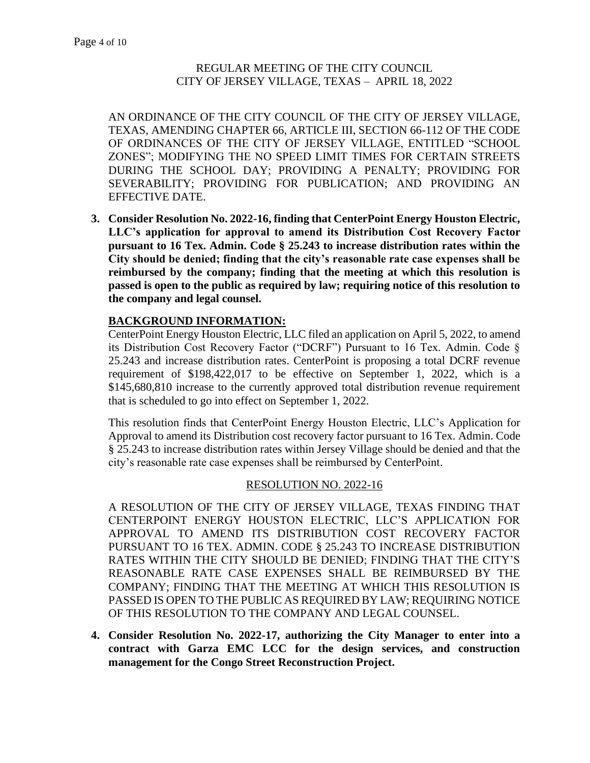REGULAR MEETING OF THE CITY COUNCIL
CITY OF JERSEY VILLAGE, TEXAS – APRIL 18, 2022

AN ORDINANCE OF THE CITY COUNCIL OF THE CITY OF JERSEY VILLAGE, TEXAS, AMENDING CHAPTER 66, ARTICLE III, SECTION 66-112 OF THE CODE OF ORDINANCES OF THE CITY OF JERSEY VILLAGE, ENTITLED "SCHOOL ZONES"; MODIFYING THE NO SPEED LIMIT TIMES FOR CERTAIN STREETS DURING THE SCHOOL DAY; PROVIDING A PENALTY; PROVIDING FOR SEVERABILITY; PROVIDING FOR PUBLICATION; AND PROVIDING AN EFFECTIVE DATE.

3. **Consider Resolution No. 2022-16, finding that CenterPoint Energy Houston Electric, LLC's application for approval to amend its Distribution Cost Recovery Factor pursuant to 16 Tex. Admin. Code § 25.243 to increase distribution rates within the City should be denied; finding that the city's reasonable rate case expenses shall be reimbursed by the company; finding that the meeting at which this resolution is passed is open to the public as required by law; requiring notice of this resolution to the company and legal counsel.**

**BACKGROUND INFORMATION:**
CenterPoint Energy Houston Electric, LLC filed an application on April 5, 2022, to amend its Distribution Cost Recovery Factor ("DCRF") Pursuant to 16 Tex. Admin. Code § 25.243 and increase distribution rates. CenterPoint is proposing a total DCRF revenue requirement of $198,422,017 to be effective on September 1, 2022, which is a $145,680,810 increase to the currently approved total distribution revenue requirement that is scheduled to go into effect on September 1, 2022.

This resolution finds that CenterPoint Energy Houston Electric, LLC's Application for Approval to amend its Distribution cost recovery factor pursuant to 16 Tex. Admin. Code § 25.243 to increase distribution rates within Jersey Village should be denied and that the city's reasonable rate case expenses shall be reimbursed by CenterPoint.

RESOLUTION NO. 2022-16

A RESOLUTION OF THE CITY OF JERSEY VILLAGE, TEXAS FINDING THAT CENTERPOINT ENERGY HOUSTON ELECTRIC, LLC'S APPLICATION FOR APPROVAL TO AMEND ITS DISTRIBUTION COST RECOVERY FACTOR PURSUANT TO 16 TEX. ADMIN. CODE § 25.243 TO INCREASE DISTRIBUTION RATES WITHIN THE CITY SHOULD BE DENIED; FINDING THAT THE CITY'S REASONABLE RATE CASE EXPENSES SHALL BE REIMBURSED BY THE COMPANY; FINDING THAT THE MEETING AT WHICH THIS RESOLUTION IS PASSED IS OPEN TO THE PUBLIC AS REQUIRED BY LAW; REQUIRING NOTICE OF THIS RESOLUTION TO THE COMPANY AND LEGAL COUNSEL.

4. **Consider Resolution No. 2022-17, authorizing the City Manager to enter into a contract with Garza EMC LCC for the design services, and construction management for the Congo Street Reconstruction Project.**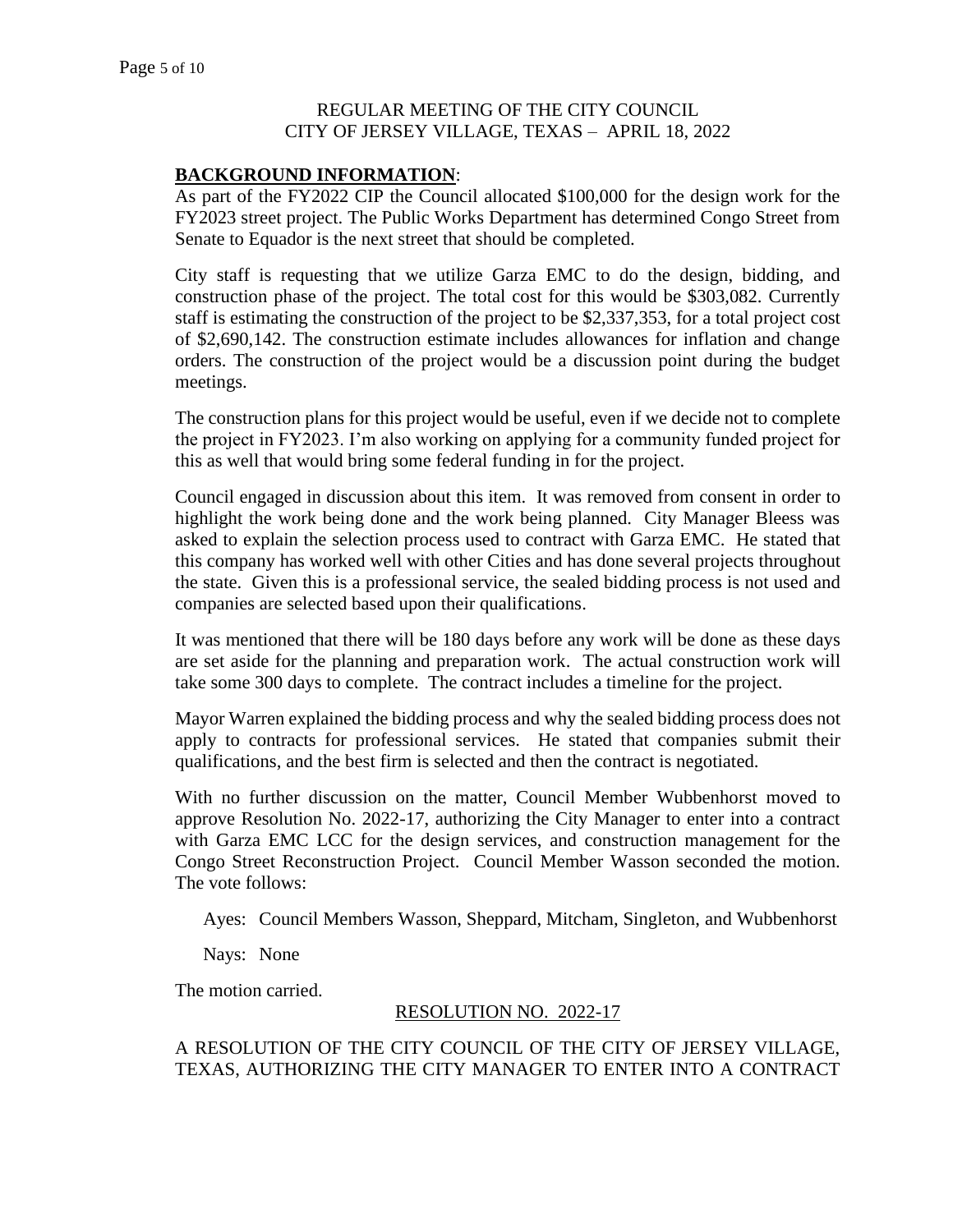REGULAR MEETING OF THE CITY COUNCIL
CITY OF JERSEY VILLAGE, TEXAS – APRIL 18, 2022

**BACKGROUND INFORMATION**:

As part of the FY2022 CIP the Council allocated $100,000 for the design work for the FY2023 street project. The Public Works Department has determined Congo Street from Senate to Equador is the next street that should be completed.

City staff is requesting that we utilize Garza EMC to do the design, bidding, and construction phase of the project. The total cost for this would be $303,082. Currently staff is estimating the construction of the project to be $2,337,353, for a total project cost of $2,690,142. The construction estimate includes allowances for inflation and change orders. The construction of the project would be a discussion point during the budget meetings.

The construction plans for this project would be useful, even if we decide not to complete the project in FY2023. I'm also working on applying for a community funded project for this as well that would bring some federal funding in for the project.

Council engaged in discussion about this item. It was removed from consent in order to highlight the work being done and the work being planned. City Manager Bleess was asked to explain the selection process used to contract with Garza EMC. He stated that this company has worked well with other Cities and has done several projects throughout the state. Given this is a professional service, the sealed bidding process is not used and companies are selected based upon their qualifications.

It was mentioned that there will be 180 days before any work will be done as these days are set aside for the planning and preparation work. The actual construction work will take some 300 days to complete. The contract includes a timeline for the project.

Mayor Warren explained the bidding process and why the sealed bidding process does not apply to contracts for professional services. He stated that companies submit their qualifications, and the best firm is selected and then the contract is negotiated.

With no further discussion on the matter, Council Member Wubbenhorst moved to approve Resolution No. 2022-17, authorizing the City Manager to enter into a contract with Garza EMC LCC for the design services, and construction management for the Congo Street Reconstruction Project. Council Member Wasson seconded the motion. The vote follows:

Ayes: Council Members Wasson, Sheppard, Mitcham, Singleton, and Wubbenhorst

Nays: None

The motion carried.

RESOLUTION NO. 2022-17

A RESOLUTION OF THE CITY COUNCIL OF THE CITY OF JERSEY VILLAGE, TEXAS, AUTHORIZING THE CITY MANAGER TO ENTER INTO A CONTRACT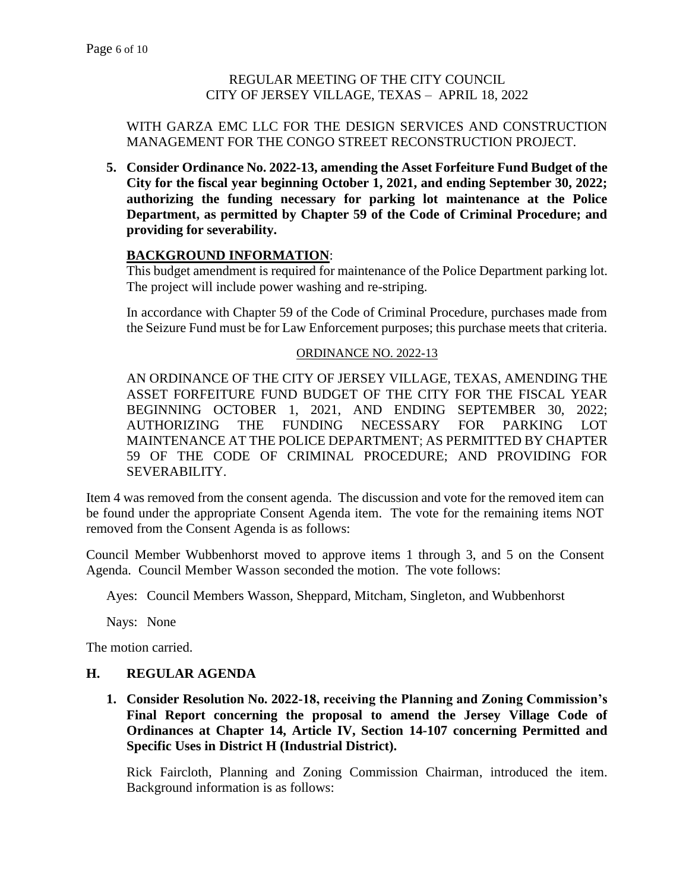REGULAR MEETING OF THE CITY COUNCIL
CITY OF JERSEY VILLAGE, TEXAS – APRIL 18, 2022

WITH GARZA EMC LLC FOR THE DESIGN SERVICES AND CONSTRUCTION MANAGEMENT FOR THE CONGO STREET RECONSTRUCTION PROJECT.

5. **Consider Ordinance No. 2022-13, amending the Asset Forfeiture Fund Budget of the City for the fiscal year beginning October 1, 2021, and ending September 30, 2022; authorizing the funding necessary for parking lot maintenance at the Police Department, as permitted by Chapter 59 of the Code of Criminal Procedure; and providing for severability.**

   **BACKGROUND INFORMATION**:
   This budget amendment is required for maintenance of the Police Department parking lot. The project will include power washing and re-striping.

   In accordance with Chapter 59 of the Code of Criminal Procedure, purchases made from the Seizure Fund must be for Law Enforcement purposes; this purchase meets that criteria.

   ORDINANCE NO. 2022-13

   AN ORDINANCE OF THE CITY OF JERSEY VILLAGE, TEXAS, AMENDING THE ASSET FORFEITURE FUND BUDGET OF THE CITY FOR THE FISCAL YEAR BEGINNING OCTOBER 1, 2021, AND ENDING SEPTEMBER 30, 2022; AUTHORIZING THE FUNDING NECESSARY FOR PARKING LOT MAINTENANCE AT THE POLICE DEPARTMENT; AS PERMITTED BY CHAPTER 59 OF THE CODE OF CRIMINAL PROCEDURE; AND PROVIDING FOR SEVERABILITY.

Item 4 was removed from the consent agenda. The discussion and vote for the removed item can be found under the appropriate Consent Agenda item. The vote for the remaining items NOT removed from the Consent Agenda is as follows:

Council Member Wubbenhorst moved to approve items 1 through 3, and 5 on the Consent Agenda. Council Member Wasson seconded the motion. The vote follows:

Ayes: Council Members Wasson, Sheppard, Mitcham, Singleton, and Wubbenhorst

Nays: None

The motion carried.

## H. REGULAR AGENDA

1. **Consider Resolution No. 2022-18, receiving the Planning and Zoning Commission's Final Report concerning the proposal to amend the Jersey Village Code of Ordinances at Chapter 14, Article IV, Section 14-107 concerning Permitted and Specific Uses in District H (Industrial District).**

   Rick Faircloth, Planning and Zoning Commission Chairman, introduced the item. Background information is as follows: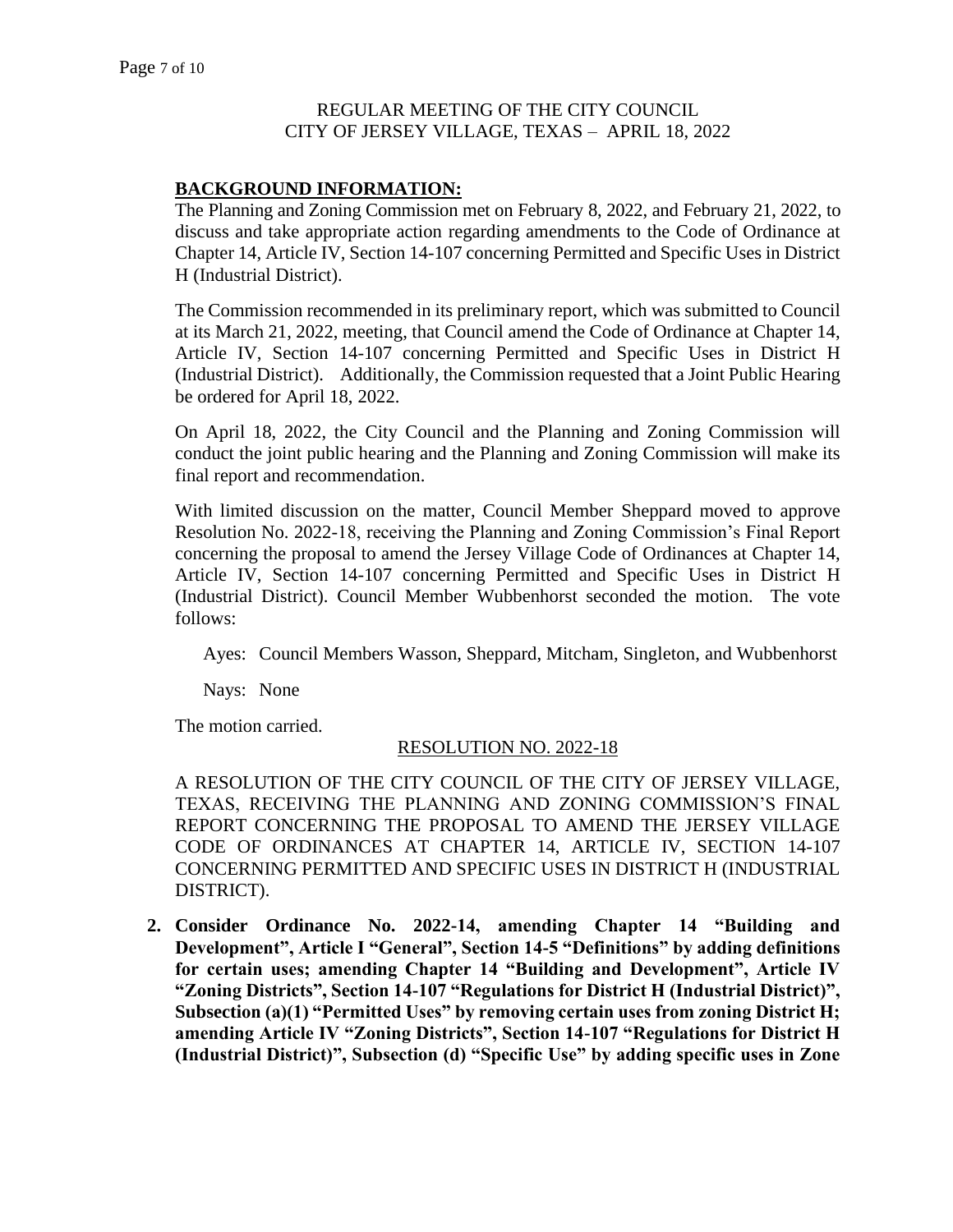REGULAR MEETING OF THE CITY COUNCIL
CITY OF JERSEY VILLAGE, TEXAS – APRIL 18, 2022

**BACKGROUND INFORMATION:**

The Planning and Zoning Commission met on February 8, 2022, and February 21, 2022, to discuss and take appropriate action regarding amendments to the Code of Ordinance at Chapter 14, Article IV, Section 14-107 concerning Permitted and Specific Uses in District H (Industrial District).

The Commission recommended in its preliminary report, which was submitted to Council at its March 21, 2022, meeting, that Council amend the Code of Ordinance at Chapter 14, Article IV, Section 14-107 concerning Permitted and Specific Uses in District H (Industrial District). Additionally, the Commission requested that a Joint Public Hearing be ordered for April 18, 2022.

On April 18, 2022, the City Council and the Planning and Zoning Commission will conduct the joint public hearing and the Planning and Zoning Commission will make its final report and recommendation.

With limited discussion on the matter, Council Member Sheppard moved to approve Resolution No. 2022-18, receiving the Planning and Zoning Commission's Final Report concerning the proposal to amend the Jersey Village Code of Ordinances at Chapter 14, Article IV, Section 14-107 concerning Permitted and Specific Uses in District H (Industrial District). Council Member Wubbenhorst seconded the motion. The vote follows:

Ayes: Council Members Wasson, Sheppard, Mitcham, Singleton, and Wubbenhorst

Nays: None

The motion carried.

RESOLUTION NO. 2022-18

A RESOLUTION OF THE CITY COUNCIL OF THE CITY OF JERSEY VILLAGE, TEXAS, RECEIVING THE PLANNING AND ZONING COMMISSION'S FINAL REPORT CONCERNING THE PROPOSAL TO AMEND THE JERSEY VILLAGE CODE OF ORDINANCES AT CHAPTER 14, ARTICLE IV, SECTION 14-107 CONCERNING PERMITTED AND SPECIFIC USES IN DISTRICT H (INDUSTRIAL DISTRICT).

2. **Consider Ordinance No. 2022-14, amending Chapter 14 "Building and Development", Article I "General", Section 14-5 "Definitions" by adding definitions for certain uses; amending Chapter 14 "Building and Development", Article IV "Zoning Districts", Section 14-107 "Regulations for District H (Industrial District)", Subsection (a)(1) "Permitted Uses" by removing certain uses from zoning District H; amending Article IV "Zoning Districts", Section 14-107 "Regulations for District H (Industrial District)", Subsection (d) "Specific Use" by adding specific uses in Zone**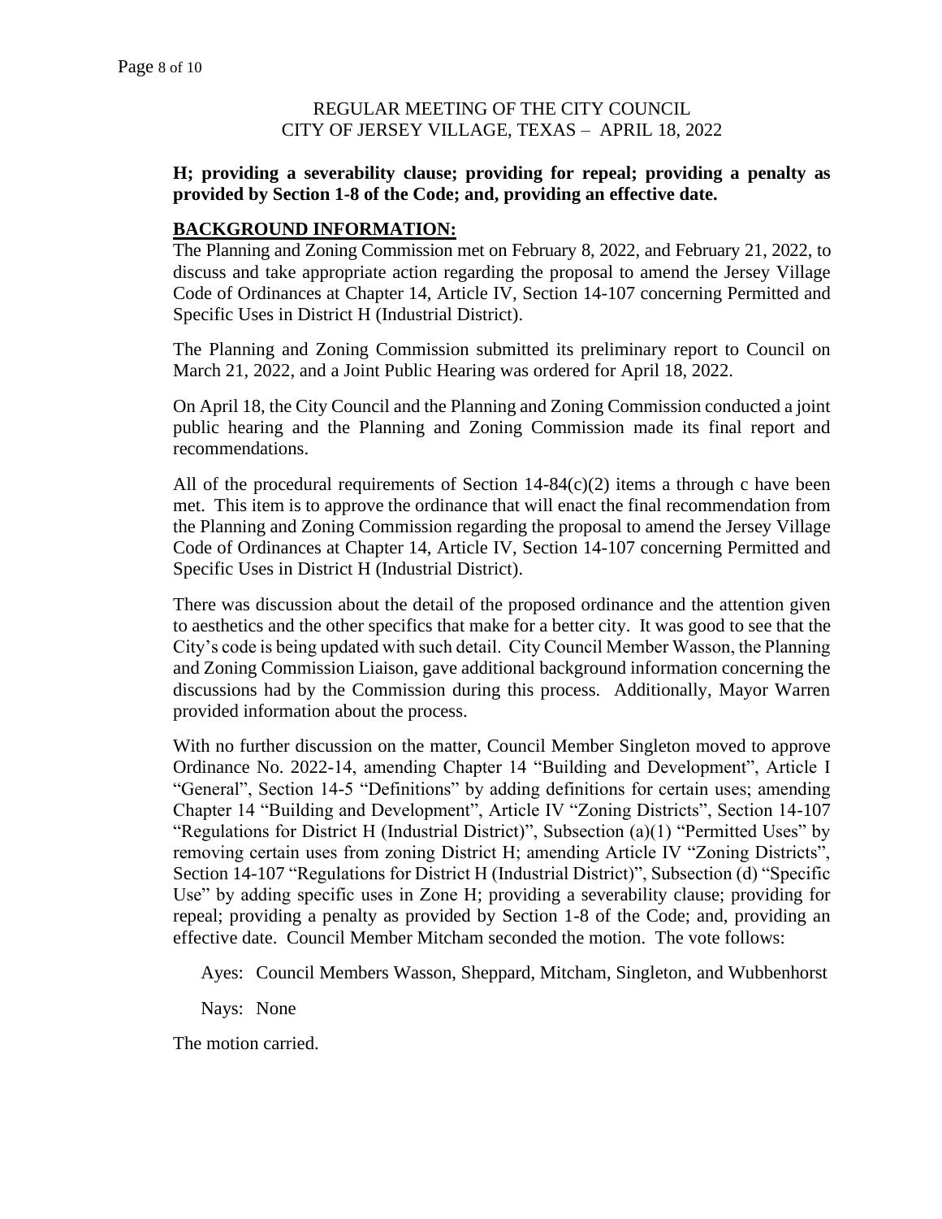**H; providing a severability clause; providing for repeal; providing a penalty as provided by Section 1-8 of the Code; and, providing an effective date.**

**BACKGROUND INFORMATION:**

The Planning and Zoning Commission met on February 8, 2022, and February 21, 2022, to discuss and take appropriate action regarding the proposal to amend the Jersey Village Code of Ordinances at Chapter 14, Article IV, Section 14-107 concerning Permitted and Specific Uses in District H (Industrial District).

The Planning and Zoning Commission submitted its preliminary report to Council on March 21, 2022, and a Joint Public Hearing was ordered for April 18, 2022.

On April 18, the City Council and the Planning and Zoning Commission conducted a joint public hearing and the Planning and Zoning Commission made its final report and recommendations.

All of the procedural requirements of Section 14-84(c)(2) items a through c have been met. This item is to approve the ordinance that will enact the final recommendation from the Planning and Zoning Commission regarding the proposal to amend the Jersey Village Code of Ordinances at Chapter 14, Article IV, Section 14-107 concerning Permitted and Specific Uses in District H (Industrial District).

There was discussion about the detail of the proposed ordinance and the attention given to aesthetics and the other specifics that make for a better city. It was good to see that the City's code is being updated with such detail. City Council Member Wasson, the Planning and Zoning Commission Liaison, gave additional background information concerning the discussions had by the Commission during this process. Additionally, Mayor Warren provided information about the process.

With no further discussion on the matter, Council Member Singleton moved to approve Ordinance No. 2022-14, amending Chapter 14 "Building and Development", Article I "General", Section 14-5 "Definitions" by adding definitions for certain uses; amending Chapter 14 "Building and Development", Article IV "Zoning Districts", Section 14-107 "Regulations for District H (Industrial District)", Subsection (a)(1) "Permitted Uses" by removing certain uses from zoning District H; amending Article IV "Zoning Districts", Section 14-107 "Regulations for District H (Industrial District)", Subsection (d) "Specific Use" by adding specific uses in Zone H; providing a severability clause; providing for repeal; providing a penalty as provided by Section 1-8 of the Code; and, providing an effective date. Council Member Mitcham seconded the motion. The vote follows:

Ayes: Council Members Wasson, Sheppard, Mitcham, Singleton, and Wubbenhorst

Nays: None

The motion carried.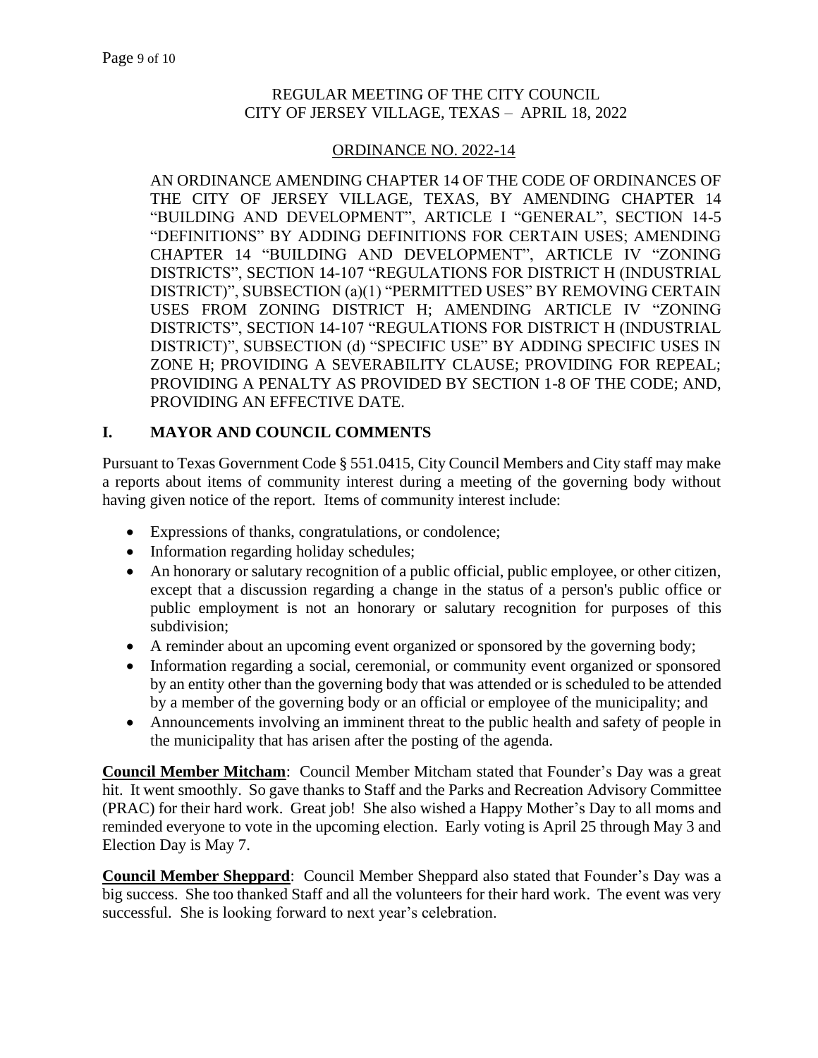REGULAR MEETING OF THE CITY COUNCIL
CITY OF JERSEY VILLAGE, TEXAS – APRIL 18, 2022

ORDINANCE NO. 2022-14

AN ORDINANCE AMENDING CHAPTER 14 OF THE CODE OF ORDINANCES OF THE CITY OF JERSEY VILLAGE, TEXAS, BY AMENDING CHAPTER 14 "BUILDING AND DEVELOPMENT", ARTICLE I "GENERAL", SECTION 14-5 "DEFINITIONS" BY ADDING DEFINITIONS FOR CERTAIN USES; AMENDING CHAPTER 14 "BUILDING AND DEVELOPMENT", ARTICLE IV "ZONING DISTRICTS", SECTION 14-107 "REGULATIONS FOR DISTRICT H (INDUSTRIAL DISTRICT)", SUBSECTION (a)(1) "PERMITTED USES" BY REMOVING CERTAIN USES FROM ZONING DISTRICT H; AMENDING ARTICLE IV "ZONING DISTRICTS", SECTION 14-107 "REGULATIONS FOR DISTRICT H (INDUSTRIAL DISTRICT)", SUBSECTION (d) "SPECIFIC USE" BY ADDING SPECIFIC USES IN ZONE H; PROVIDING A SEVERABILITY CLAUSE; PROVIDING FOR REPEAL; PROVIDING A PENALTY AS PROVIDED BY SECTION 1-8 OF THE CODE; AND, PROVIDING AN EFFECTIVE DATE.

## I. MAYOR AND COUNCIL COMMENTS

Pursuant to Texas Government Code § 551.0415, City Council Members and City staff may make a reports about items of community interest during a meeting of the governing body without having given notice of the report. Items of community interest include:

- Expressions of thanks, congratulations, or condolence;
- Information regarding holiday schedules;
- An honorary or salutary recognition of a public official, public employee, or other citizen, except that a discussion regarding a change in the status of a person's public office or public employment is not an honorary or salutary recognition for purposes of this subdivision;
- A reminder about an upcoming event organized or sponsored by the governing body;
- Information regarding a social, ceremonial, or community event organized or sponsored by an entity other than the governing body that was attended or is scheduled to be attended by a member of the governing body or an official or employee of the municipality; and
- Announcements involving an imminent threat to the public health and safety of people in the municipality that has arisen after the posting of the agenda.

**Council Member Mitcham**: Council Member Mitcham stated that Founder's Day was a great hit. It went smoothly. So gave thanks to Staff and the Parks and Recreation Advisory Committee (PRAC) for their hard work. Great job! She also wished a Happy Mother's Day to all moms and reminded everyone to vote in the upcoming election. Early voting is April 25 through May 3 and Election Day is May 7.

**Council Member Sheppard**: Council Member Sheppard also stated that Founder's Day was a big success. She too thanked Staff and all the volunteers for their hard work. The event was very successful. She is looking forward to next year's celebration.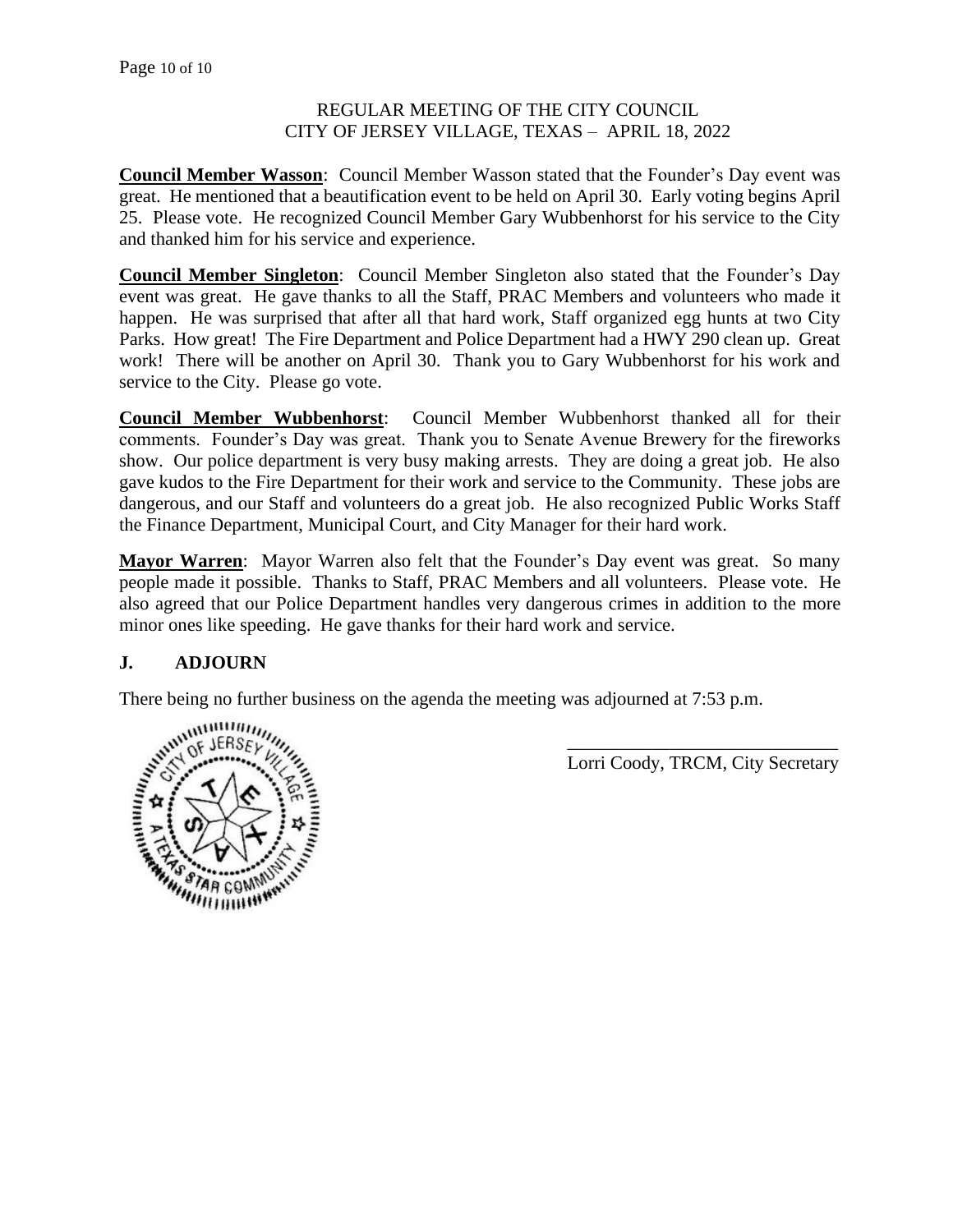REGULAR MEETING OF THE CITY COUNCIL
CITY OF JERSEY VILLAGE, TEXAS – APRIL 18, 2022

**Council Member Wasson**: Council Member Wasson stated that the Founder's Day event was great. He mentioned that a beautification event to be held on April 30. Early voting begins April 25. Please vote. He recognized Council Member Gary Wubbenhorst for his service to the City and thanked him for his service and experience.

**Council Member Singleton**: Council Member Singleton also stated that the Founder's Day event was great. He gave thanks to all the Staff, PRAC Members and volunteers who made it happen. He was surprised that after all that hard work, Staff organized egg hunts at two City Parks. How great! The Fire Department and Police Department had a HWY 290 clean up. Great work! There will be another on April 30. Thank you to Gary Wubbenhorst for his work and service to the City. Please go vote.

**Council Member Wubbenhorst**: Council Member Wubbenhorst thanked all for their comments. Founder's Day was great. Thank you to Senate Avenue Brewery for the fireworks show. Our police department is very busy making arrests. They are doing a great job. He also gave kudos to the Fire Department for their work and service to the Community. These jobs are dangerous, and our Staff and volunteers do a great job. He also recognized Public Works Staff the Finance Department, Municipal Court, and City Manager for their hard work.

**Mayor Warren**: Mayor Warren also felt that the Founder's Day event was great. So many people made it possible. Thanks to Staff, PRAC Members and all volunteers. Please vote. He also agreed that our Police Department handles very dangerous crimes in addition to the more minor ones like speeding. He gave thanks for their hard work and service.

## J. ADJOURN

There being no further business on the agenda the meeting was adjourned at 7:53 p.m.

CITY OF JERSEY VILLAGE
TEXAS
A TEXAS STAR COMMUNITY

\_\_\_\_\_\_\_\_\_\_\_\_\_\_\_\_\_\_\_\_\_\_\_\_\_\_\_\_\_\_
Lorri Coody, TRCM, City Secretary